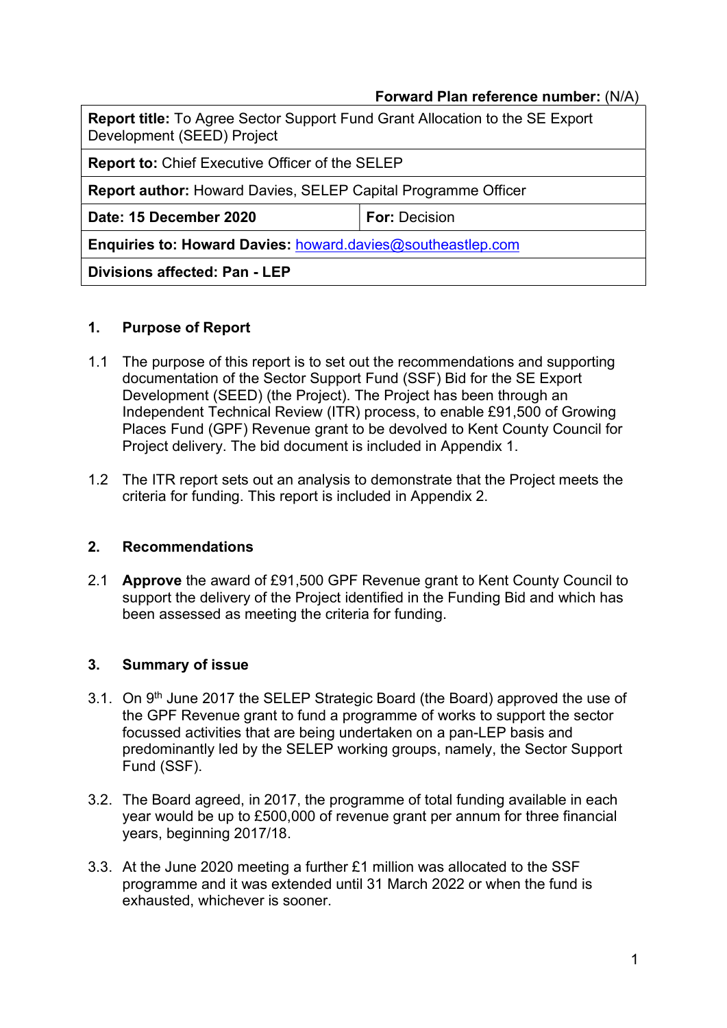**Forward Plan reference number:** (N/A)

| **Report title:** To Agree Sector Support Fund Grant Allocation to the SE Export Development (SEED) Project | |
|---|---|
| **Report to:** Chief Executive Officer of the SELEP | |
| **Report author:** Howard Davies, SELEP Capital Programme Officer | |
| **Date: 15 December 2020** | **For:** Decision |
| **Enquiries to: Howard Davies:** howard.davies@southeastlep.com | |
| **Divisions affected: Pan - LEP** | |

## 1. Purpose of Report

1.1 The purpose of this report is to set out the recommendations and supporting documentation of the Sector Support Fund (SSF) Bid for the SE Export Development (SEED) (the Project). The Project has been through an Independent Technical Review (ITR) process, to enable £91,500 of Growing Places Fund (GPF) Revenue grant to be devolved to Kent County Council for Project delivery. The bid document is included in Appendix 1.

1.2 The ITR report sets out an analysis to demonstrate that the Project meets the criteria for funding. This report is included in Appendix 2.

## 2. Recommendations

2.1 **Approve** the award of £91,500 GPF Revenue grant to Kent County Council to support the delivery of the Project identified in the Funding Bid and which has been assessed as meeting the criteria for funding.

## 3. Summary of issue

3.1. On 9th June 2017 the SELEP Strategic Board (the Board) approved the use of the GPF Revenue grant to fund a programme of works to support the sector focussed activities that are being undertaken on a pan-LEP basis and predominantly led by the SELEP working groups, namely, the Sector Support Fund (SSF).

3.2. The Board agreed, in 2017, the programme of total funding available in each year would be up to £500,000 of revenue grant per annum for three financial years, beginning 2017/18.

3.3. At the June 2020 meeting a further £1 million was allocated to the SSF programme and it was extended until 31 March 2022 or when the fund is exhausted, whichever is sooner.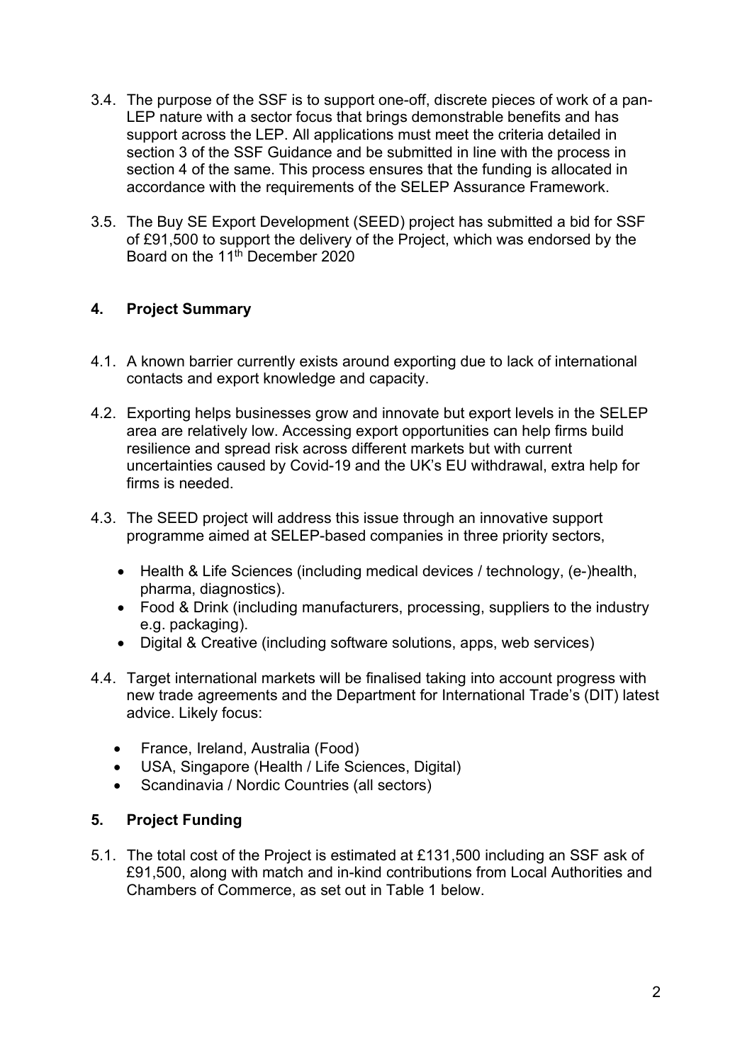3.4. The purpose of the SSF is to support one-off, discrete pieces of work of a pan-LEP nature with a sector focus that brings demonstrable benefits and has support across the LEP. All applications must meet the criteria detailed in section 3 of the SSF Guidance and be submitted in line with the process in section 4 of the same. This process ensures that the funding is allocated in accordance with the requirements of the SELEP Assurance Framework.

3.5. The Buy SE Export Development (SEED) project has submitted a bid for SSF of £91,500 to support the delivery of the Project, which was endorsed by the Board on the 11th December 2020

## 4. Project Summary

4.1. A known barrier currently exists around exporting due to lack of international contacts and export knowledge and capacity.

4.2. Exporting helps businesses grow and innovate but export levels in the SELEP area are relatively low. Accessing export opportunities can help firms build resilience and spread risk across different markets but with current uncertainties caused by Covid-19 and the UK's EU withdrawal, extra help for firms is needed.

4.3. The SEED project will address this issue through an innovative support programme aimed at SELEP-based companies in three priority sectors,

- Health & Life Sciences (including medical devices / technology, (e-)health, pharma, diagnostics).
- Food & Drink (including manufacturers, processing, suppliers to the industry e.g. packaging).
- Digital & Creative (including software solutions, apps, web services)

4.4. Target international markets will be finalised taking into account progress with new trade agreements and the Department for International Trade's (DIT) latest advice. Likely focus:

- France, Ireland, Australia (Food)
- USA, Singapore (Health / Life Sciences, Digital)
- Scandinavia / Nordic Countries (all sectors)

## 5. Project Funding

5.1. The total cost of the Project is estimated at £131,500 including an SSF ask of £91,500, along with match and in-kind contributions from Local Authorities and Chambers of Commerce, as set out in Table 1 below.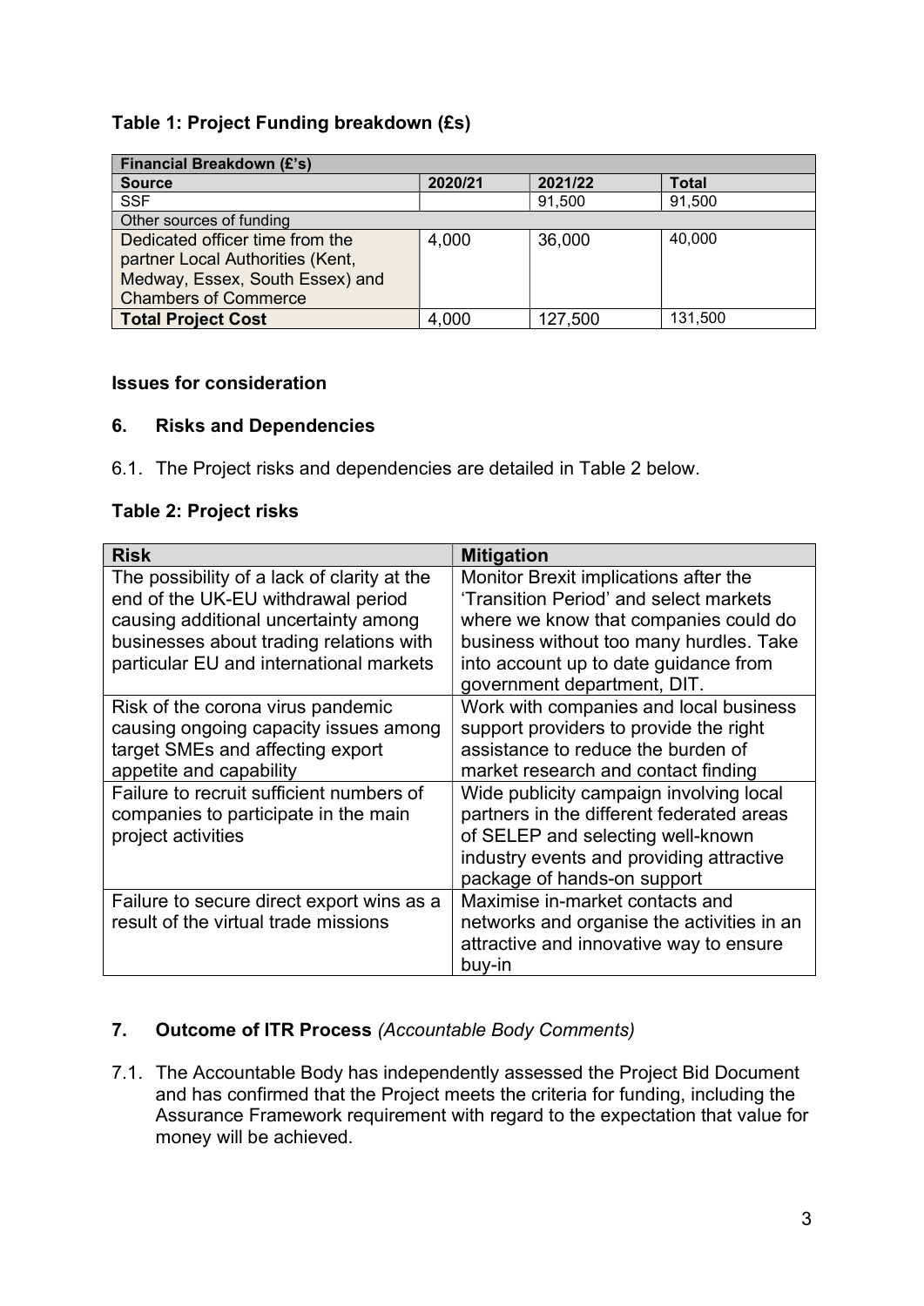**Table 1: Project Funding breakdown (£s)**

| Financial Breakdown (£'s) | | | |
|---|---|---|---|
| **Source** | **2020/21** | **2021/22** | **Total** |
| SSF | | 91,500 | 91,500 |
| Other sources of funding | | | |
| Dedicated officer time from the partner Local Authorities (Kent, Medway, Essex, South Essex) and Chambers of Commerce | 4,000 | 36,000 | 40,000 |
| **Total Project Cost** | 4,000 | 127,500 | 131,500 |

**Issues for consideration**

### 6. Risks and Dependencies

6.1. The Project risks and dependencies are detailed in Table 2 below.

**Table 2: Project risks**

| Risk | Mitigation |
|---|---|
| The possibility of a lack of clarity at the end of the UK-EU withdrawal period causing additional uncertainty among businesses about trading relations with particular EU and international markets | Monitor Brexit implications after the 'Transition Period' and select markets where we know that companies could do business without too many hurdles. Take into account up to date guidance from government department, DIT. |
| Risk of the corona virus pandemic causing ongoing capacity issues among target SMEs and affecting export appetite and capability | Work with companies and local business support providers to provide the right assistance to reduce the burden of market research and contact finding |
| Failure to recruit sufficient numbers of companies to participate in the main project activities | Wide publicity campaign involving local partners in the different federated areas of SELEP and selecting well-known industry events and providing attractive package of hands-on support |
| Failure to secure direct export wins as a result of the virtual trade missions | Maximise in-market contacts and networks and organise the activities in an attractive and innovative way to ensure buy-in |

### 7. Outcome of ITR Process *(Accountable Body Comments)*

7.1. The Accountable Body has independently assessed the Project Bid Document and has confirmed that the Project meets the criteria for funding, including the Assurance Framework requirement with regard to the expectation that value for money will be achieved.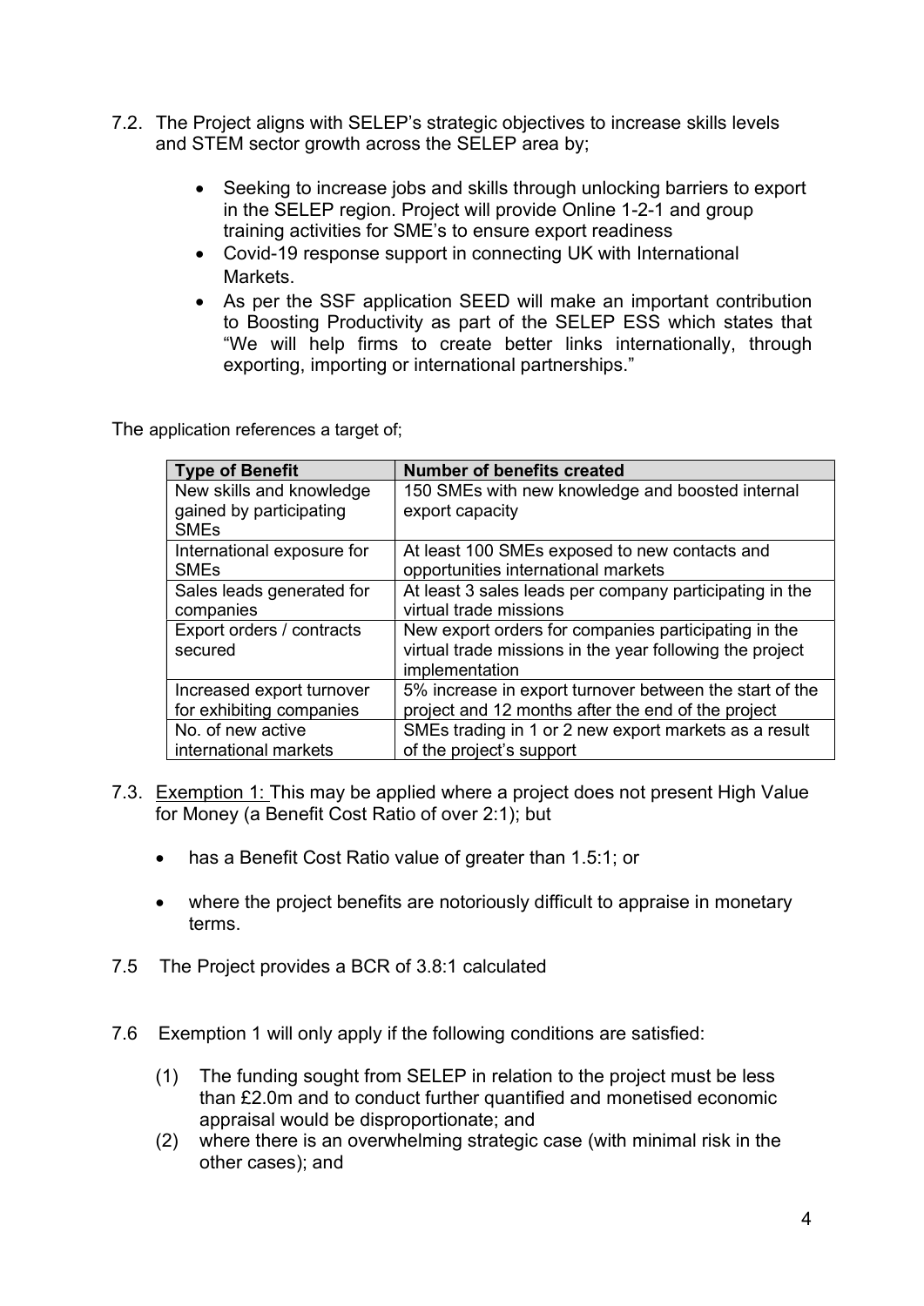7.2. The Project aligns with SELEP's strategic objectives to increase skills levels and STEM sector growth across the SELEP area by;

- Seeking to increase jobs and skills through unlocking barriers to export in the SELEP region. Project will provide Online 1-2-1 and group training activities for SME's to ensure export readiness
- Covid-19 response support in connecting UK with International Markets.
- As per the SSF application SEED will make an important contribution to Boosting Productivity as part of the SELEP ESS which states that "We will help firms to create better links internationally, through exporting, importing or international partnerships."

The application references a target of;

| Type of Benefit | Number of benefits created |
|---|---|
| New skills and knowledge gained by participating SMEs | 150 SMEs with new knowledge and boosted internal export capacity |
| International exposure for SMEs | At least 100 SMEs exposed to new contacts and opportunities international markets |
| Sales leads generated for companies | At least 3 sales leads per company participating in the virtual trade missions |
| Export orders / contracts secured | New export orders for companies participating in the virtual trade missions in the year following the project implementation |
| Increased export turnover for exhibiting companies | 5% increase in export turnover between the start of the project and 12 months after the end of the project |
| No. of new active international markets | SMEs trading in 1 or 2 new export markets as a result of the project's support |

7.3. Exemption 1: This may be applied where a project does not present High Value for Money (a Benefit Cost Ratio of over 2:1); but

- has a Benefit Cost Ratio value of greater than 1.5:1; or
- where the project benefits are notoriously difficult to appraise in monetary terms.

7.5 The Project provides a BCR of 3.8:1 calculated

7.6 Exemption 1 will only apply if the following conditions are satisfied:

(1) The funding sought from SELEP in relation to the project must be less than £2.0m and to conduct further quantified and monetised economic appraisal would be disproportionate; and

(2) where there is an overwhelming strategic case (with minimal risk in the other cases); and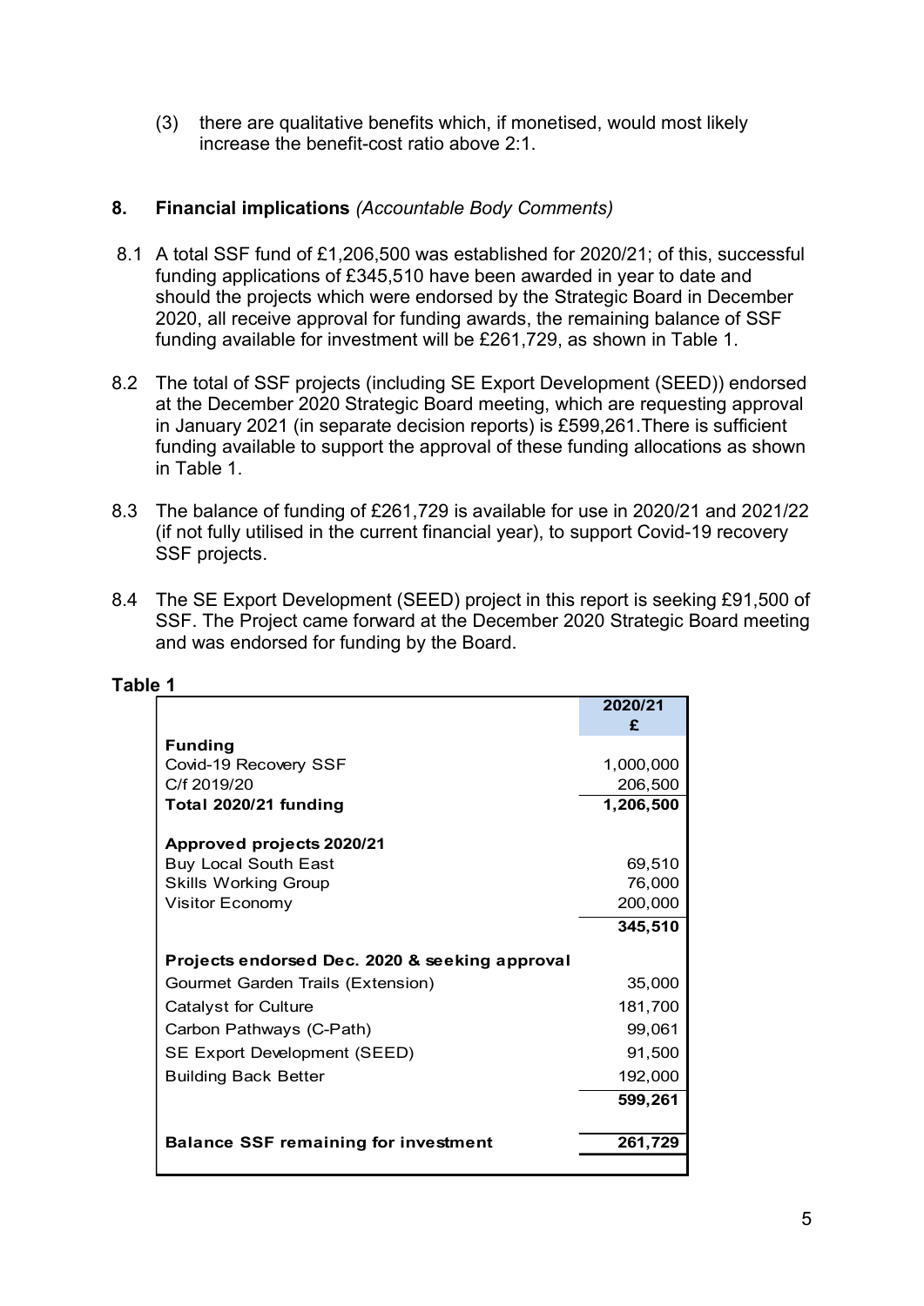(3) there are qualitative benefits which, if monetised, would most likely increase the benefit-cost ratio above 2:1.

## 8. Financial implications *(Accountable Body Comments)*

8.1 A total SSF fund of £1,206,500 was established for 2020/21; of this, successful funding applications of £345,510 have been awarded in year to date and should the projects which were endorsed by the Strategic Board in December 2020, all receive approval for funding awards, the remaining balance of SSF funding available for investment will be £261,729, as shown in Table 1.

8.2 The total of SSF projects (including SE Export Development (SEED)) endorsed at the December 2020 Strategic Board meeting, which are requesting approval in January 2021 (in separate decision reports) is £599,261.There is sufficient funding available to support the approval of these funding allocations as shown in Table 1.

8.3 The balance of funding of £261,729 is available for use in 2020/21 and 2021/22 (if not fully utilised in the current financial year), to support Covid-19 recovery SSF projects.

8.4 The SE Export Development (SEED) project in this report is seeking £91,500 of SSF. The Project came forward at the December 2020 Strategic Board meeting and was endorsed for funding by the Board.

**Table 1**

| | 2020/21 £ |
|---|---|
| **Funding** | |
| Covid-19 Recovery SSF | 1,000,000 |
| C/f 2019/20 | 206,500 |
| **Total 2020/21 funding** | **1,206,500** |
| | |
| **Approved projects 2020/21** | |
| Buy Local South East | 69,510 |
| Skills Working Group | 76,000 |
| Visitor Economy | 200,000 |
| | **345,510** |
| | |
| **Projects endorsed Dec. 2020 & seeking approval** | |
| Gourmet Garden Trails (Extension) | 35,000 |
| Catalyst for Culture | 181,700 |
| Carbon Pathways (C-Path) | 99,061 |
| SE Export Development (SEED) | 91,500 |
| Building Back Better | 192,000 |
| | **599,261** |
| | |
| **Balance SSF remaining for investment** | **261,729** |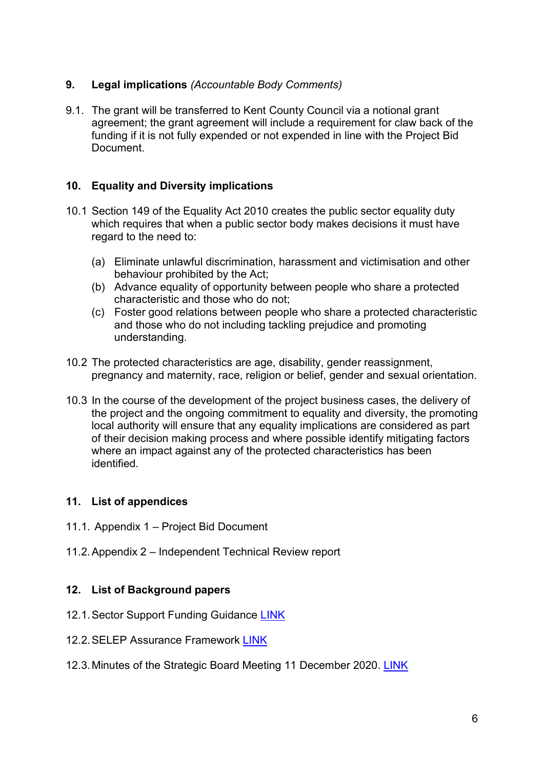## 9. Legal implications *(Accountable Body Comments)*

9.1. The grant will be transferred to Kent County Council via a notional grant agreement; the grant agreement will include a requirement for claw back of the funding if it is not fully expended or not expended in line with the Project Bid Document.

## 10. Equality and Diversity implications

10.1 Section 149 of the Equality Act 2010 creates the public sector equality duty which requires that when a public sector body makes decisions it must have regard to the need to:

(a) Eliminate unlawful discrimination, harassment and victimisation and other behaviour prohibited by the Act;
(b) Advance equality of opportunity between people who share a protected characteristic and those who do not;
(c) Foster good relations between people who share a protected characteristic and those who do not including tackling prejudice and promoting understanding.

10.2 The protected characteristics are age, disability, gender reassignment, pregnancy and maternity, race, religion or belief, gender and sexual orientation.

10.3 In the course of the development of the project business cases, the delivery of the project and the ongoing commitment to equality and diversity, the promoting local authority will ensure that any equality implications are considered as part of their decision making process and where possible identify mitigating factors where an impact against any of the protected characteristics has been identified.

## 11. List of appendices

11.1. Appendix 1 – Project Bid Document

11.2. Appendix 2 – Independent Technical Review report

## 12. List of Background papers

12.1. Sector Support Funding Guidance LINK

12.2. SELEP Assurance Framework LINK

12.3. Minutes of the Strategic Board Meeting 11 December 2020. LINK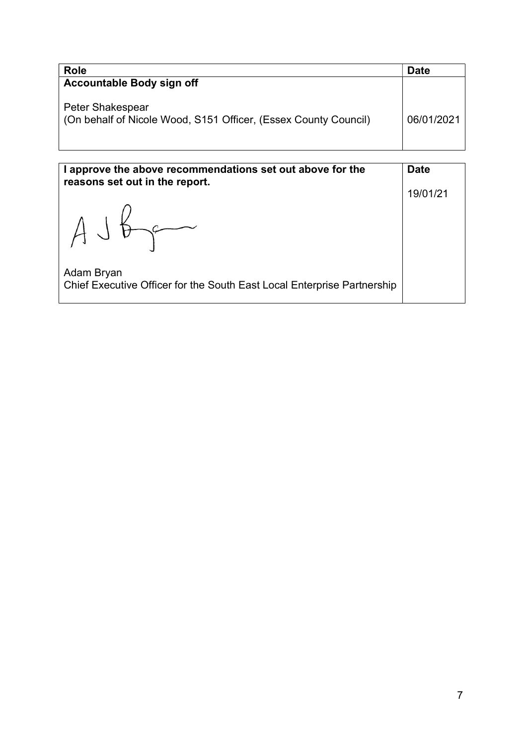| Role | Date |
| --- | --- |
| **Accountable Body sign off**<br><br>Peter Shakespear<br>(On behalf of Nicole Wood, S151 Officer, (Essex County Council) | 06/01/2021 |

| **I approve the above recommendations set out above for the reasons set out in the report.** | **Date** |
| --- | --- |
| Adam Bryan<br>Chief Executive Officer for the South East Local Enterprise Partnership | 19/01/21 |